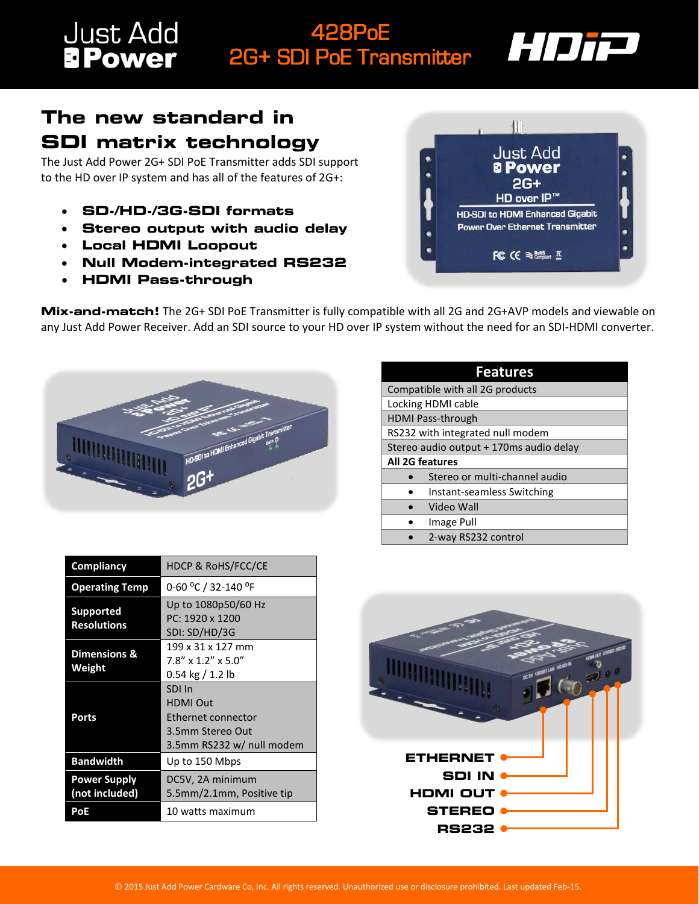Just Add Power

# 428PoE 2G+ SDI PoE Transmitter

HDiP

## The new standard in SDI matrix technology

The Just Add Power 2G+ SDI PoE Transmitter adds SDI support to the HD over IP system and has all of the features of 2G+:

- **SD-/HD-/3G-SDI formats**
- **Stereo output with audio delay**
- **Local HDMI Loopout**
- **Null Modem-integrated RS232**
- **HDMI Pass-through**

**Mix-and-match!** The 2G+ SDI PoE Transmitter is fully compatible with all 2G and 2G+AVP models and viewable on any Just Add Power Receiver. Add an SDI source to your HD over IP system without the need for an SDI-HDMI converter.

| Features |
|---|
| Compatible with all 2G products |
| Locking HDMI cable |
| HDMI Pass-through |
| RS232 with integrated null modem |
| Stereo audio output + 170ms audio delay |
| **All 2G features** |
| • Stereo or multi-channel audio |
| • Instant-seamless Switching |
| • Video Wall |
| • Image Pull |
| • 2-way RS232 control |

| | |
|---|---|
| **Compliancy** | HDCP & RoHS/FCC/CE |
| **Operating Temp** | 0-60 $^{o}$C / 32-140 $^{o}$F |
| **Supported Resolutions** | Up to 1080p50/60 Hz<br>PC: 1920 x 1200<br>SDI: SD/HD/3G |
| **Dimensions & Weight** | 199 x 31 x 127 mm<br>7.8" x 1.2" x 5.0"<br>0.54 kg / 1.2 lb |
| **Ports** | SDI In<br>HDMI Out<br>Ethernet connector<br>3.5mm Stereo Out<br>3.5mm RS232 w/ null modem |
| **Bandwidth** | Up to 150 Mbps |
| **Power Supply (not included)** | DC5V, 2A minimum<br>5.5mm/2.1mm, Positive tip |
| **PoE** | 10 watts maximum |

ETHERNET
SDI IN
HDMI OUT
STEREO
RS232

© 2015 Just Add Power Cardware Co, Inc. All rights reserved. Unauthorized use or disclosure prohibited. Last updated Feb-15.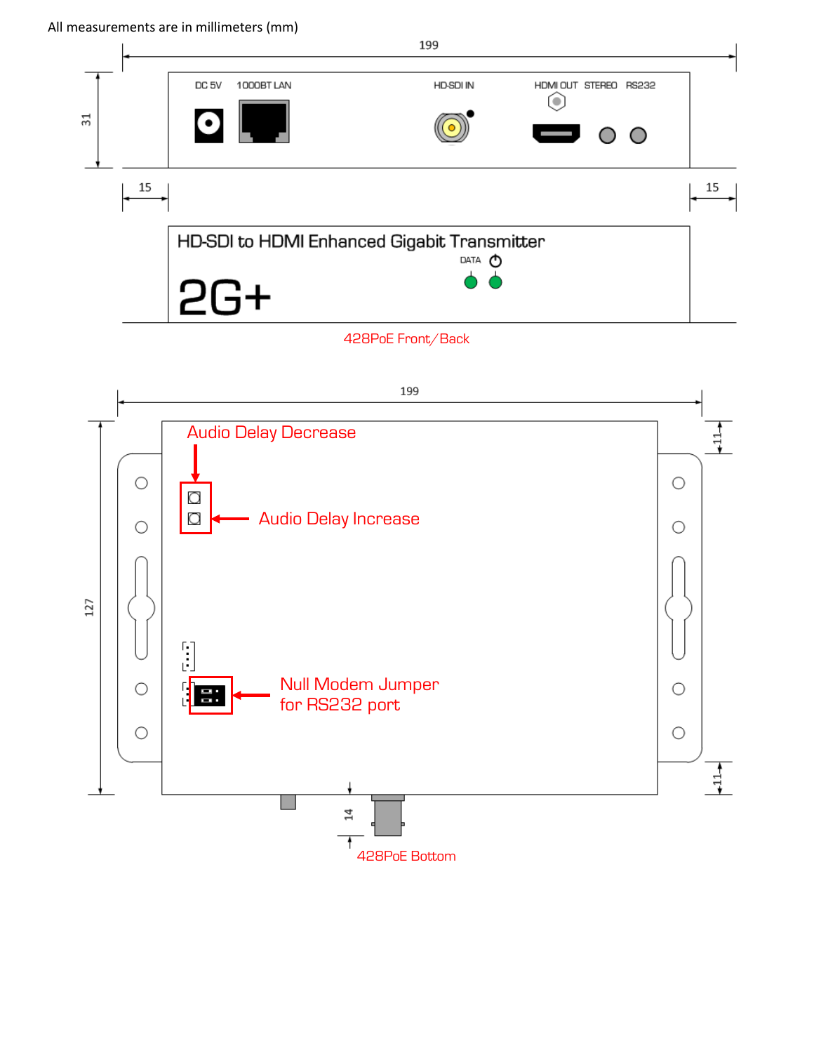All measurements are in millimeters (mm)

199

31

DC 5V 1000BT LAN HD-SDI IN HDMI OUT STEREO RS232

15 15

HD-SDI to HDMI Enhanced Gigabit Transmitter

DATA

2G+

428PoE Front/Back

199

127

11

Audio Delay Decrease

Audio Delay Increase

Null Modem Jumper for RS232 port

11

14

428PoE Bottom